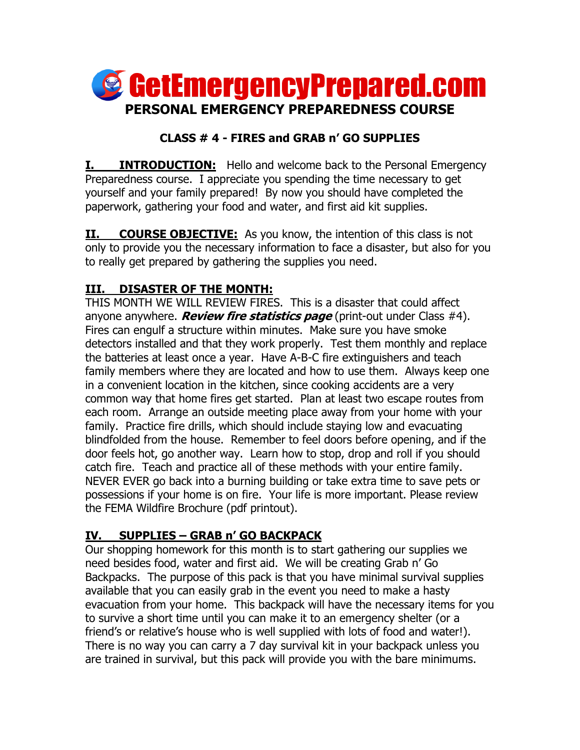# GetEmergencyPrepared.com

## PERSONAL EMERGENCY PREPAREDNESS COURSE

### CLASS # 4 - FIRES and GRAB n' GO SUPPLIES

**I. INTRODUCTION:** Hello and welcome back to the Personal Emergency Preparedness course. I appreciate you spending the time necessary to get yourself and your family prepared! By now you should have completed the paperwork, gathering your food and water, and first aid kit supplies.

**II. COURSE OBJECTIVE:** As you know, the intention of this class is not only to provide you the necessary information to face a disaster, but also for you to really get prepared by gathering the supplies you need.

**III. DISASTER OF THE MONTH:**

THIS MONTH WE WILL REVIEW FIRES. This is a disaster that could affect anyone anywhere. ***Review fire statistics page*** (print-out under Class #4). Fires can engulf a structure within minutes. Make sure you have smoke detectors installed and that they work properly. Test them monthly and replace the batteries at least once a year. Have A-B-C fire extinguishers and teach family members where they are located and how to use them. Always keep one in a convenient location in the kitchen, since cooking accidents are a very common way that home fires get started. Plan at least two escape routes from each room. Arrange an outside meeting place away from your home with your family. Practice fire drills, which should include staying low and evacuating blindfolded from the house. Remember to feel doors before opening, and if the door feels hot, go another way. Learn how to stop, drop and roll if you should catch fire. Teach and practice all of these methods with your entire family. NEVER EVER go back into a burning building or take extra time to save pets or possessions if your home is on fire. Your life is more important. Please review the FEMA Wildfire Brochure (pdf printout).

**IV. SUPPLIES – GRAB n' GO BACKPACK**

Our shopping homework for this month is to start gathering our supplies we need besides food, water and first aid. We will be creating Grab n' Go Backpacks. The purpose of this pack is that you have minimal survival supplies available that you can easily grab in the event you need to make a hasty evacuation from your home. This backpack will have the necessary items for you to survive a short time until you can make it to an emergency shelter (or a friend's or relative's house who is well supplied with lots of food and water!). There is no way you can carry a 7 day survival kit in your backpack unless you are trained in survival, but this pack will provide you with the bare minimums.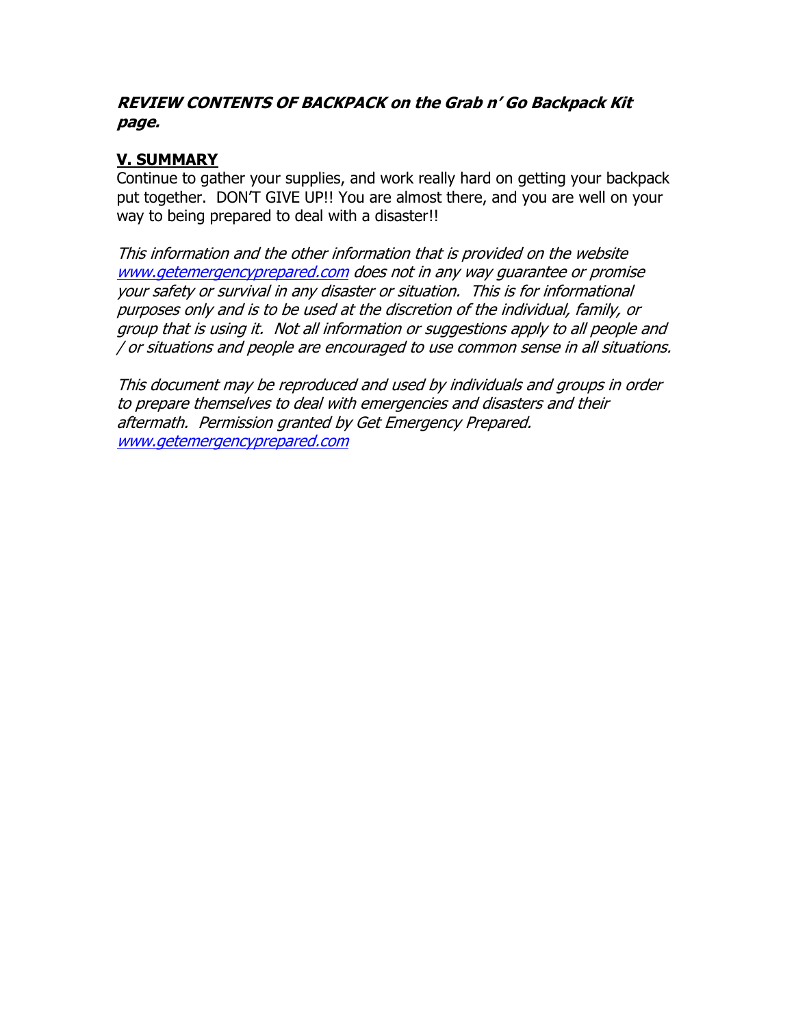***REVIEW CONTENTS OF BACKPACK on the Grab n' Go Backpack Kit page.***

## V. SUMMARY

Continue to gather your supplies, and work really hard on getting your backpack put together. DON'T GIVE UP!! You are almost there, and you are well on your way to being prepared to deal with a disaster!!

*This information and the other information that is provided on the website [www.getemergencyprepared.com](http://www.getemergencyprepared.com) does not in any way guarantee or promise your safety or survival in any disaster or situation. This is for informational purposes only and is to be used at the discretion of the individual, family, or group that is using it. Not all information or suggestions apply to all people and / or situations and people are encouraged to use common sense in all situations.*

*This document may be reproduced and used by individuals and groups in order to prepare themselves to deal with emergencies and disasters and their aftermath. Permission granted by Get Emergency Prepared. [www.getemergencyprepared.com](http://www.getemergencyprepared.com)*